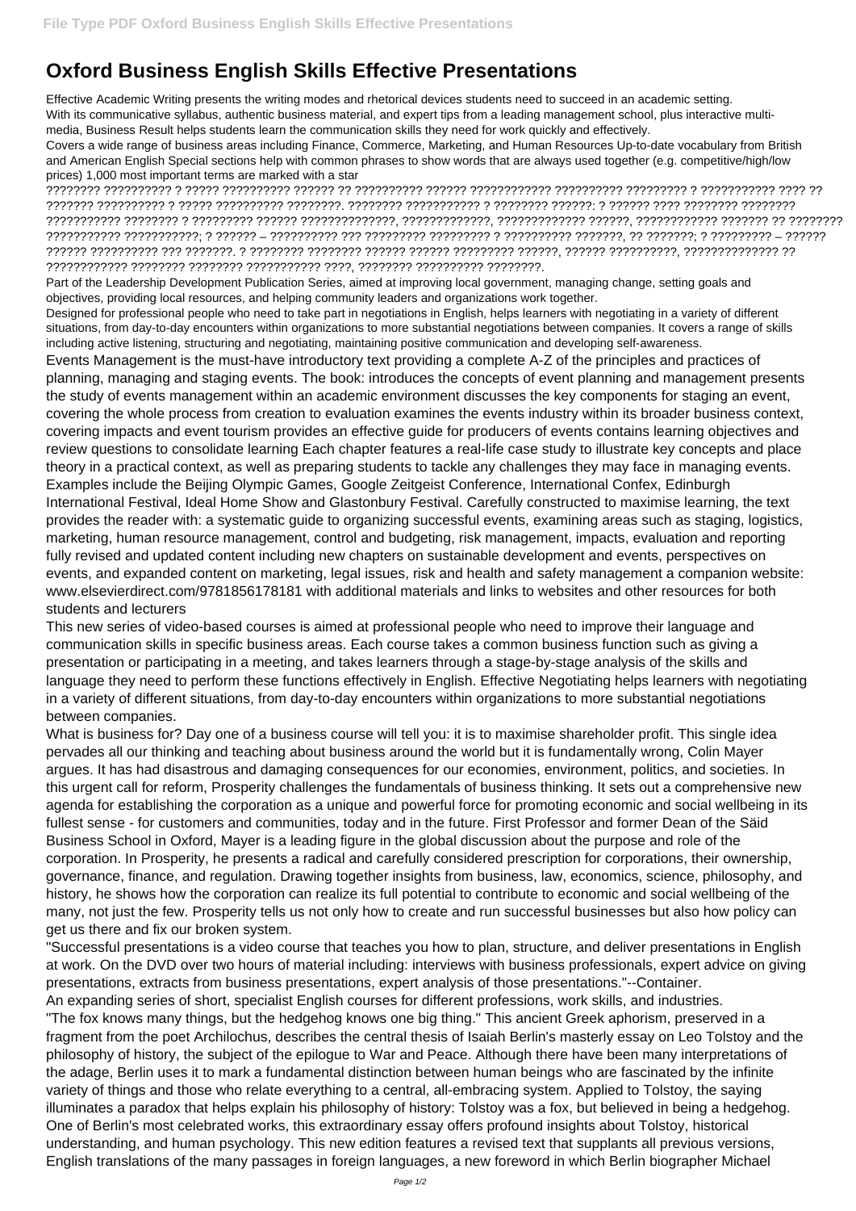# Oxford Business English Skills Effective Presentations

Effective Academic Writing presents the writing modes and rhetorical devices students need to succeed in an academic setting.

With its communicative syllabus, authentic business material, and expert tips from a leading management school, plus interactive multi-media, Business Result helps students learn the communication skills they need for work quickly and effectively.

Covers a wide range of business areas including Finance, Commerce, Marketing, and Human Resources Up-to-date vocabulary from British and American English Special sections help with common phrases to show words that are always used together (e.g. competitive/high/low prices) 1,000 most important terms are marked with a star

???????? ?????????? ? ????? ?????????? ?????? ?? ?????????? ?????? ???????????? ?????????? ????????? ? ??????????? ???? ?? ??????? ?????????? ? ????? ?????????? ????????. ???????? ??????????? ? ???????? ??????: ? ?????? ???? ???????? ???????? ??????????? ???????? ? ????????? ?????? ??????????????, ?????????????, ????????????? ??????, ???????????? ??????? ?? ???????? ??????????? ???????????; ? ?????? – ?????????? ??? ????????? ????????? ? ?????????? ???????, ?? ???????; ? ????????? – ?????? ?????? ?????????? ??? ???????. ? ???????? ???????? ?????? ?????? ?????? ????????? ??????, ?????? ??????????, ?????????????? ?? ???????????? ???????? ???????? ??????????? ????, ???????? ?????????? ????????.

Part of the Leadership Development Publication Series, aimed at improving local government, managing change, setting goals and objectives, providing local resources, and helping community leaders and organizations work together.

Designed for professional people who need to take part in negotiations in English, helps learners with negotiating in a variety of different situations, from day-to-day encounters within organizations to more substantial negotiations between companies. It covers a range of skills including active listening, structuring and negotiating, maintaining positive communication and developing self-awareness.

Events Management is the must-have introductory text providing a complete A-Z of the principles and practices of planning, managing and staging events. The book: introduces the concepts of event planning and management presents the study of events management within an academic environment discusses the key components for staging an event, covering the whole process from creation to evaluation examines the events industry within its broader business context, covering impacts and event tourism provides an effective guide for producers of events contains learning objectives and review questions to consolidate learning Each chapter features a real-life case study to illustrate key concepts and place theory in a practical context, as well as preparing students to tackle any challenges they may face in managing events. Examples include the Beijing Olympic Games, Google Zeitgeist Conference, International Confex, Edinburgh International Festival, Ideal Home Show and Glastonbury Festival. Carefully constructed to maximise learning, the text provides the reader with: a systematic guide to organizing successful events, examining areas such as staging, logistics, marketing, human resource management, control and budgeting, risk management, impacts, evaluation and reporting fully revised and updated content including new chapters on sustainable development and events, perspectives on events, and expanded content on marketing, legal issues, risk and health and safety management a companion website: www.elsevierdirect.com/9781856178181 with additional materials and links to websites and other resources for both students and lecturers

This new series of video-based courses is aimed at professional people who need to improve their language and communication skills in specific business areas. Each course takes a common business function such as giving a presentation or participating in a meeting, and takes learners through a stage-by-stage analysis of the skills and language they need to perform these functions effectively in English. Effective Negotiating helps learners with negotiating in a variety of different situations, from day-to-day encounters within organizations to more substantial negotiations between companies.

What is business for? Day one of a business course will tell you: it is to maximise shareholder profit. This single idea pervades all our thinking and teaching about business around the world but it is fundamentally wrong, Colin Mayer argues. It has had disastrous and damaging consequences for our economies, environment, politics, and societies. In this urgent call for reform, Prosperity challenges the fundamentals of business thinking. It sets out a comprehensive new agenda for establishing the corporation as a unique and powerful force for promoting economic and social wellbeing in its fullest sense - for customers and communities, today and in the future. First Professor and former Dean of the Säid Business School in Oxford, Mayer is a leading figure in the global discussion about the purpose and role of the corporation. In Prosperity, he presents a radical and carefully considered prescription for corporations, their ownership, governance, finance, and regulation. Drawing together insights from business, law, economics, science, philosophy, and history, he shows how the corporation can realize its full potential to contribute to economic and social wellbeing of the many, not just the few. Prosperity tells us not only how to create and run successful businesses but also how policy can get us there and fix our broken system.

"Successful presentations is a video course that teaches you how to plan, structure, and deliver presentations in English at work. On the DVD over two hours of material including: interviews with business professionals, expert advice on giving presentations, extracts from business presentations, expert analysis of those presentations."--Container.

An expanding series of short, specialist English courses for different professions, work skills, and industries.

"The fox knows many things, but the hedgehog knows one big thing." This ancient Greek aphorism, preserved in a fragment from the poet Archilochus, describes the central thesis of Isaiah Berlin's masterly essay on Leo Tolstoy and the philosophy of history, the subject of the epilogue to War and Peace. Although there have been many interpretations of the adage, Berlin uses it to mark a fundamental distinction between human beings who are fascinated by the infinite variety of things and those who relate everything to a central, all-embracing system. Applied to Tolstoy, the saying illuminates a paradox that helps explain his philosophy of history: Tolstoy was a fox, but believed in being a hedgehog. One of Berlin's most celebrated works, this extraordinary essay offers profound insights about Tolstoy, historical understanding, and human psychology. This new edition features a revised text that supplants all previous versions, English translations of the many passages in foreign languages, a new foreword in which Berlin biographer Michael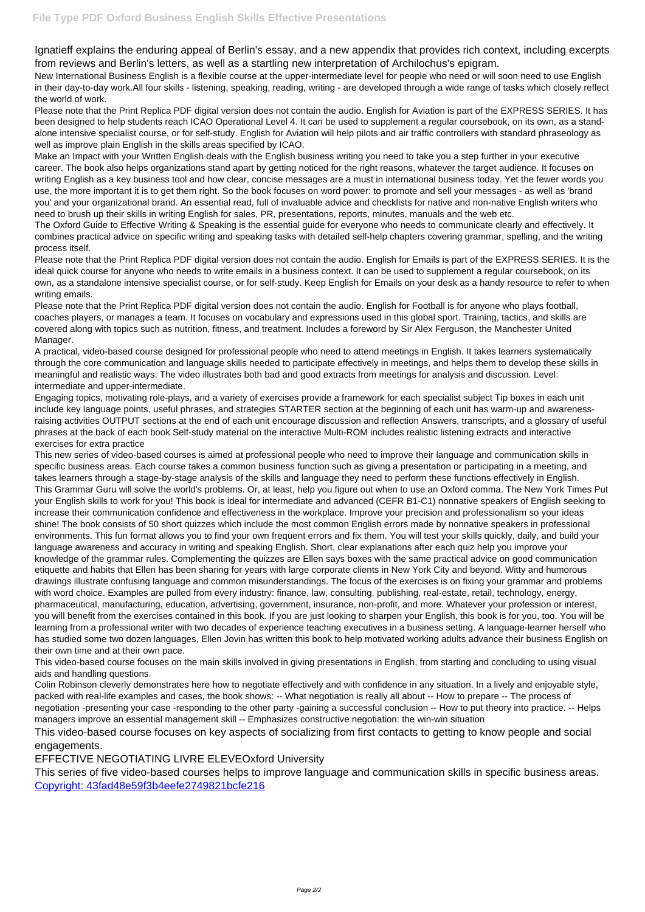Ignatieff explains the enduring appeal of Berlin's essay, and a new appendix that provides rich context, including excerpts from reviews and Berlin's letters, as well as a startling new interpretation of Archilochus's epigram.

New International Business English is a flexible course at the upper-intermediate level for people who need or will soon need to use English in their day-to-day work.All four skills - listening, speaking, reading, writing - are developed through a wide range of tasks which closely reflect the world of work.

Please note that the Print Replica PDF digital version does not contain the audio. English for Aviation is part of the EXPRESS SERIES. It has been designed to help students reach ICAO Operational Level 4. It can be used to supplement a regular coursebook, on its own, as a stand-alone intensive specialist course, or for self-study. English for Aviation will help pilots and air traffic controllers with standard phraseology as well as improve plain English in the skills areas specified by ICAO.

Make an Impact with your Written English deals with the English business writing you need to take you a step further in your executive career. The book also helps organizations stand apart by getting noticed for the right reasons, whatever the target audience. It focuses on writing English as a key business tool and how clear, concise messages are a must in international business today. Yet the fewer words you use, the more important it is to get them right. So the book focuses on word power: to promote and sell your messages - as well as 'brand you' and your organizational brand. An essential read, full of invaluable advice and checklists for native and non-native English writers who need to brush up their skills in writing English for sales, PR, presentations, reports, minutes, manuals and the web etc.

The Oxford Guide to Effective Writing & Speaking is the essential guide for everyone who needs to communicate clearly and effectively. It combines practical advice on specific writing and speaking tasks with detailed self-help chapters covering grammar, spelling, and the writing process itself.

Please note that the Print Replica PDF digital version does not contain the audio. English for Emails is part of the EXPRESS SERIES. It is the ideal quick course for anyone who needs to write emails in a business context. It can be used to supplement a regular coursebook, on its own, as a standalone intensive specialist course, or for self-study. Keep English for Emails on your desk as a handy resource to refer to when writing emails.

Please note that the Print Replica PDF digital version does not contain the audio. English for Football is for anyone who plays football, coaches players, or manages a team. It focuses on vocabulary and expressions used in this global sport. Training, tactics, and skills are covered along with topics such as nutrition, fitness, and treatment. Includes a foreword by Sir Alex Ferguson, the Manchester United Manager.

A practical, video-based course designed for professional people who need to attend meetings in English. It takes learners systematically through the core communication and language skills needed to participate effectively in meetings, and helps them to develop these skills in meaningful and realistic ways. The video illustrates both bad and good extracts from meetings for analysis and discussion. Level: intermediate and upper-intermediate.

Engaging topics, motivating role-plays, and a variety of exercises provide a framework for each specialist subject Tip boxes in each unit include key language points, useful phrases, and strategies STARTER section at the beginning of each unit has warm-up and awareness-raising activities OUTPUT sections at the end of each unit encourage discussion and reflection Answers, transcripts, and a glossary of useful phrases at the back of each book Self-study material on the interactive Multi-ROM includes realistic listening extracts and interactive exercises for extra practice

This new series of video-based courses is aimed at professional people who need to improve their language and communication skills in specific business areas. Each course takes a common business function such as giving a presentation or participating in a meeting, and takes learners through a stage-by-stage analysis of the skills and language they need to perform these functions effectively in English.

This Grammar Guru will solve the world's problems. Or, at least, help you figure out when to use an Oxford comma. The New York Times Put your English skills to work for you! This book is ideal for intermediate and advanced (CEFR B1-C1) nonnative speakers of English seeking to increase their communication confidence and effectiveness in the workplace. Improve your precision and professionalism so your ideas shine! The book consists of 50 short quizzes which include the most common English errors made by nonnative speakers in professional environments. This fun format allows you to find your own frequent errors and fix them. You will test your skills quickly, daily, and build your language awareness and accuracy in writing and speaking English. Short, clear explanations after each quiz help you improve your knowledge of the grammar rules. Complementing the quizzes are Ellen says boxes with the same practical advice on good communication etiquette and habits that Ellen has been sharing for years with large corporate clients in New York City and beyond. Witty and humorous drawings illustrate confusing language and common misunderstandings. The focus of the exercises is on fixing your grammar and problems with word choice. Examples are pulled from every industry: finance, law, consulting, publishing, real-estate, retail, technology, energy, pharmaceutical, manufacturing, education, advertising, government, insurance, non-profit, and more. Whatever your profession or interest, you will benefit from the exercises contained in this book. If you are just looking to sharpen your English, this book is for you, too. You will be learning from a professional writer with two decades of experience teaching executives in a business setting. A language-learner herself who has studied some two dozen languages, Ellen Jovin has written this book to help motivated working adults advance their business English on their own time and at their own pace.

This video-based course focuses on the main skills involved in giving presentations in English, from starting and concluding to using visual aids and handling questions.

Colin Robinson cleverly demonstrates here how to negotiate effectively and with confidence in any situation. In a lively and enjoyable style, packed with real-life examples and cases, the book shows: -- What negotiation is really all about -- How to prepare -- The process of negotiation -presenting your case -responding to the other party -gaining a successful conclusion -- How to put theory into practice. -- Helps managers improve an essential management skill -- Emphasizes constructive negotiation: the win-win situation

This video-based course focuses on key aspects of socializing from first contacts to getting to know people and social engagements.

EFFECTIVE NEGOTIATING LIVRE ELEVEOxford University

This series of five video-based courses helps to improve language and communication skills in specific business areas.

Copyright: 43fad48e59f3b4eefe2749821bcfe216